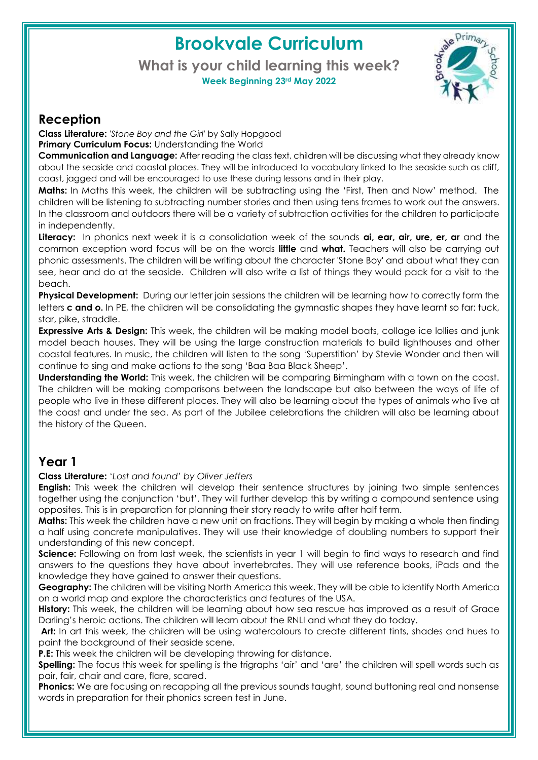# Brookvale Curriculum

## What is your child learning this week?

**Week Beginning 23rd May 2022**

## Reception

**Class Literature:** *'Stone Boy and the Girl'* by Sally Hopgood

**Primary Curriculum Focus:** Understanding the World

**Communication and Language:** After reading the class text, children will be discussing what they already know about the seaside and coastal places. They will be introduced to vocabulary linked to the seaside such as cliff, coast, jagged and will be encouraged to use these during lessons and in their play.

**Maths:** In Maths this week, the children will be subtracting using the 'First, Then and Now' method. The children will be listening to subtracting number stories and then using tens frames to work out the answers. In the classroom and outdoors there will be a variety of subtraction activities for the children to participate in independently.

**Literacy:** In phonics next week it is a consolidation week of the sounds **ai, ear, air, ure, er, ar** and the common exception word focus will be on the words **little** and **what.** Teachers will also be carrying out phonic assessments. The children will be writing about the character 'Stone Boy' and about what they can see, hear and do at the seaside. Children will also write a list of things they would pack for a visit to the beach.

**Physical Development:** During our letter join sessions the children will be learning how to correctly form the letters **c and o.** In PE, the children will be consolidating the gymnastic shapes they have learnt so far: tuck, star, pike, straddle.

**Expressive Arts & Design:** This week, the children will be making model boats, collage ice lollies and junk model beach houses. They will be using the large construction materials to build lighthouses and other coastal features. In music, the children will listen to the song 'Superstition' by Stevie Wonder and then will continue to sing and make actions to the song 'Baa Baa Black Sheep'.

**Understanding the World:** This week, the children will be comparing Birmingham with a town on the coast. The children will be making comparisons between the landscape but also between the ways of life of people who live in these different places. They will also be learning about the types of animals who live at the coast and under the sea. As part of the Jubilee celebrations the children will also be learning about the history of the Queen.

## Year 1

**Class Literature:** '*Lost and found' by Oliver Jeffers*

**English:** This week the children will develop their sentence structures by joining two simple sentences together using the conjunction 'but'. They will further develop this by writing a compound sentence using opposites. This is in preparation for planning their story ready to write after half term.

**Maths:** This week the children have a new unit on fractions. They will begin by making a whole then finding a half using concrete manipulatives. They will use their knowledge of doubling numbers to support their understanding of this new concept.

**Science:** Following on from last week, the scientists in year 1 will begin to find ways to research and find answers to the questions they have about invertebrates. They will use reference books, iPads and the knowledge they have gained to answer their questions.

**Geography:** The children will be visiting North America this week. They will be able to identify North America on a world map and explore the characteristics and features of the USA.

**History:** This week, the children will be learning about how sea rescue has improved as a result of Grace Darling's heroic actions. The children will learn about the RNLI and what they do today.

**Art:** In art this week, the children will be using watercolours to create different tints, shades and hues to paint the background of their seaside scene.

**P.E:** This week the children will be developing throwing for distance.

**Spelling:** The focus this week for spelling is the trigraphs 'air' and 'are' the children will spell words such as pair, fair, chair and care, flare, scared.

**Phonics:** We are focusing on recapping all the previous sounds taught, sound buttoning real and nonsense words in preparation for their phonics screen test in June.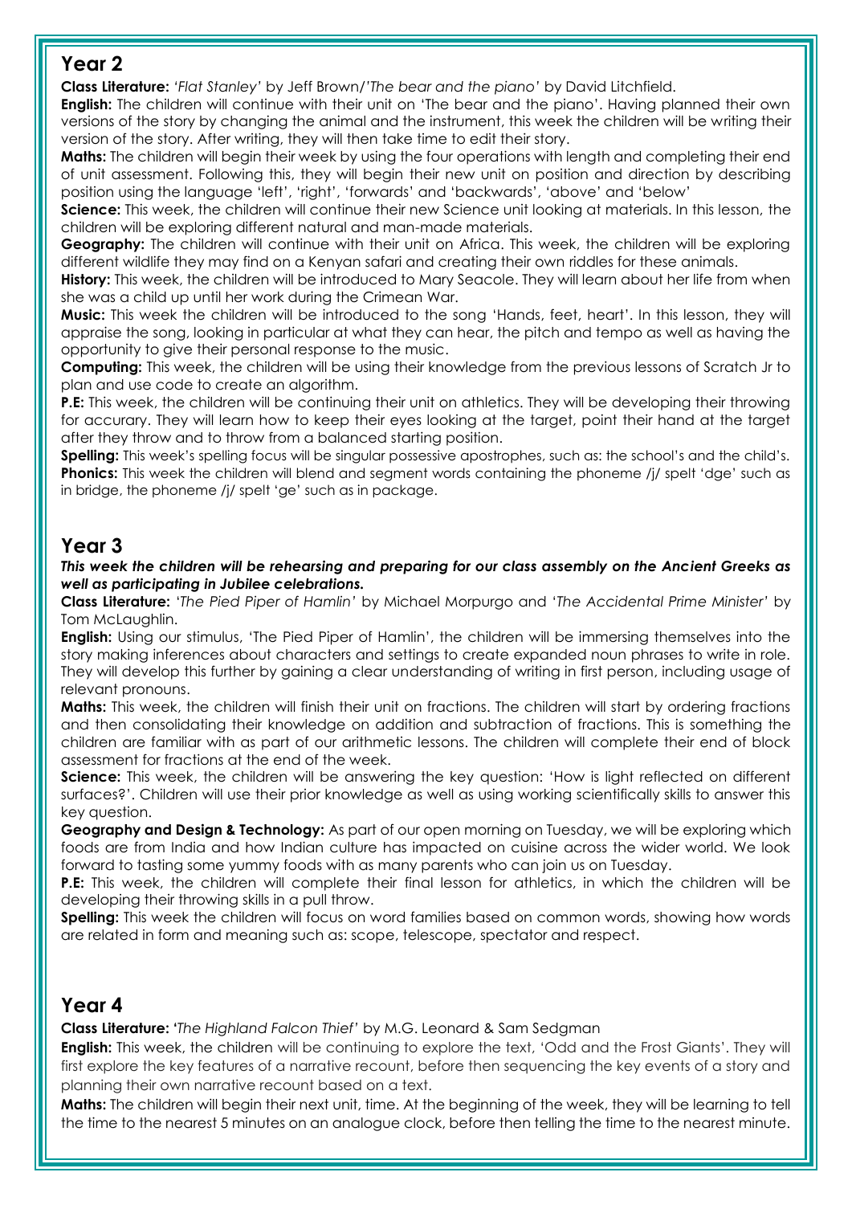## Year 2

**Class Literature:** *'Flat Stanley'* by Jeff Brown/*'The bear and the piano'* by David Litchfield.

**English:** The children will continue with their unit on 'The bear and the piano'. Having planned their own versions of the story by changing the animal and the instrument, this week the children will be writing their version of the story. After writing, they will then take time to edit their story.

**Maths:** The children will begin their week by using the four operations with length and completing their end of unit assessment. Following this, they will begin their new unit on position and direction by describing position using the language 'left', 'right', 'forwards' and 'backwards', 'above' and 'below'

**Science:** This week, the children will continue their new Science unit looking at materials. In this lesson, the children will be exploring different natural and man-made materials.

**Geography:** The children will continue with their unit on Africa. This week, the children will be exploring different wildlife they may find on a Kenyan safari and creating their own riddles for these animals.

**History:** This week, the children will be introduced to Mary Seacole. They will learn about her life from when she was a child up until her work during the Crimean War.

**Music:** This week the children will be introduced to the song 'Hands, feet, heart'. In this lesson, they will appraise the song, looking in particular at what they can hear, the pitch and tempo as well as having the opportunity to give their personal response to the music.

**Computing:** This week, the children will be using their knowledge from the previous lessons of Scratch Jr to plan and use code to create an algorithm.

**P.E:** This week, the children will be continuing their unit on athletics. They will be developing their throwing for accurary. They will learn how to keep their eyes looking at the target, point their hand at the target after they throw and to throw from a balanced starting position.

**Spelling:** This week's spelling focus will be singular possessive apostrophes, such as: the school's and the child's.

**Phonics:** This week the children will blend and segment words containing the phoneme /j/ spelt 'dge' such as in bridge, the phoneme /j/ spelt 'ge' such as in package.

## Year 3

***This week the children will be rehearsing and preparing for our class assembly on the Ancient Greeks as well as participating in Jubilee celebrations.***

**Class Literature:** *'The Pied Piper of Hamlin'* by Michael Morpurgo and *'The Accidental Prime Minister'* by Tom McLaughlin.

**English:** Using our stimulus, 'The Pied Piper of Hamlin', the children will be immersing themselves into the story making inferences about characters and settings to create expanded noun phrases to write in role. They will develop this further by gaining a clear understanding of writing in first person, including usage of relevant pronouns.

**Maths:** This week, the children will finish their unit on fractions. The children will start by ordering fractions and then consolidating their knowledge on addition and subtraction of fractions. This is something the children are familiar with as part of our arithmetic lessons. The children will complete their end of block assessment for fractions at the end of the week.

**Science:** This week, the children will be answering the key question: 'How is light reflected on different surfaces?'. Children will use their prior knowledge as well as using working scientifically skills to answer this key question.

**Geography and Design & Technology:** As part of our open morning on Tuesday, we will be exploring which foods are from India and how Indian culture has impacted on cuisine across the wider world. We look forward to tasting some yummy foods with as many parents who can join us on Tuesday.

**P.E:** This week, the children will complete their final lesson for athletics, in which the children will be developing their throwing skills in a pull throw.

**Spelling:** This week the children will focus on word families based on common words, showing how words are related in form and meaning such as: scope, telescope, spectator and respect.

## Year 4

**Class Literature:** *'The Highland Falcon Thief'* by M.G. Leonard & Sam Sedgman

**English:** This week, the children will be continuing to explore the text, 'Odd and the Frost Giants'. They will first explore the key features of a narrative recount, before then sequencing the key events of a story and planning their own narrative recount based on a text.

**Maths:** The children will begin their next unit, time. At the beginning of the week, they will be learning to tell the time to the nearest 5 minutes on an analogue clock, before then telling the time to the nearest minute.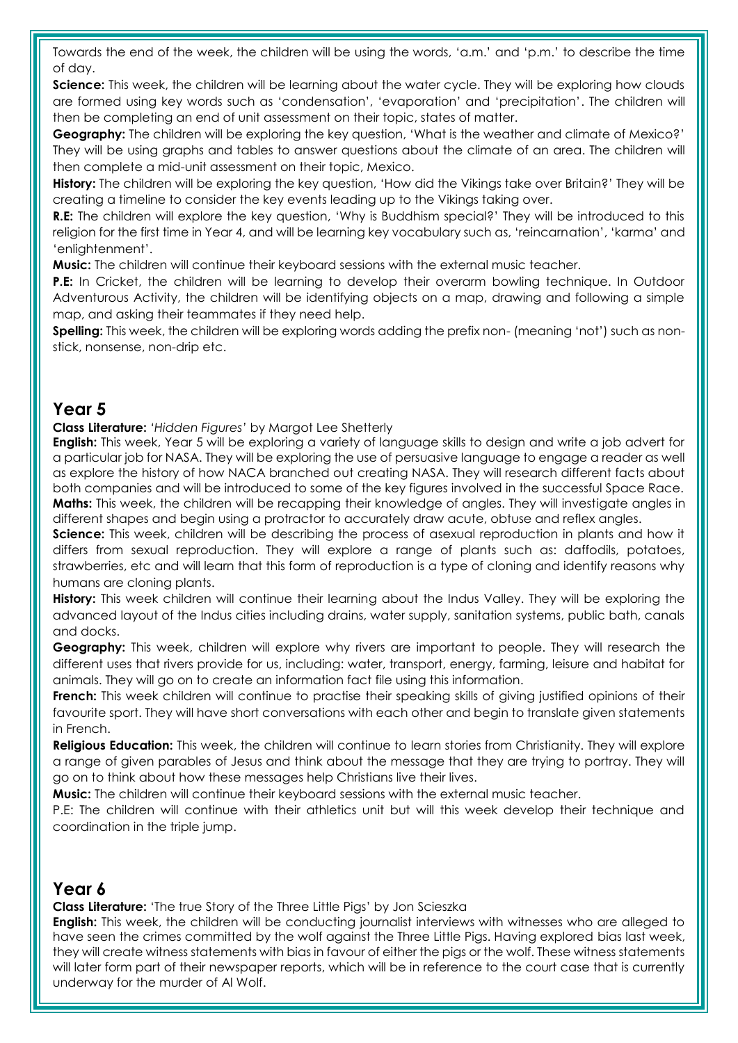Towards the end of the week, the children will be using the words, 'a.m.' and 'p.m.' to describe the time of day.

**Science:** This week, the children will be learning about the water cycle. They will be exploring how clouds are formed using key words such as 'condensation', 'evaporation' and 'precipitation'. The children will then be completing an end of unit assessment on their topic, states of matter.

**Geography:** The children will be exploring the key question, 'What is the weather and climate of Mexico?' They will be using graphs and tables to answer questions about the climate of an area. The children will then complete a mid-unit assessment on their topic, Mexico.

**History:** The children will be exploring the key question, 'How did the Vikings take over Britain?' They will be creating a timeline to consider the key events leading up to the Vikings taking over.

**R.E:** The children will explore the key question, 'Why is Buddhism special?' They will be introduced to this religion for the first time in Year 4, and will be learning key vocabulary such as, 'reincarnation', 'karma' and 'enlightenment'.

**Music:** The children will continue their keyboard sessions with the external music teacher.

**P.E:** In Cricket, the children will be learning to develop their overarm bowling technique. In Outdoor Adventurous Activity, the children will be identifying objects on a map, drawing and following a simple map, and asking their teammates if they need help.

**Spelling:** This week, the children will be exploring words adding the prefix non- (meaning 'not') such as non-stick, nonsense, non-drip etc.

## Year 5

**Class Literature:** *'Hidden Figures'* by Margot Lee Shetterly

**English:** This week, Year 5 will be exploring a variety of language skills to design and write a job advert for a particular job for NASA. They will be exploring the use of persuasive language to engage a reader as well as explore the history of how NACA branched out creating NASA. They will research different facts about both companies and will be introduced to some of the key figures involved in the successful Space Race.

**Maths:** This week, the children will be recapping their knowledge of angles. They will investigate angles in different shapes and begin using a protractor to accurately draw acute, obtuse and reflex angles.

**Science:** This week, children will be describing the process of asexual reproduction in plants and how it differs from sexual reproduction. They will explore a range of plants such as: daffodils, potatoes, strawberries, etc and will learn that this form of reproduction is a type of cloning and identify reasons why humans are cloning plants.

**History:** This week children will continue their learning about the Indus Valley. They will be exploring the advanced layout of the Indus cities including drains, water supply, sanitation systems, public bath, canals and docks.

**Geography:** This week, children will explore why rivers are important to people. They will research the different uses that rivers provide for us, including: water, transport, energy, farming, leisure and habitat for animals. They will go on to create an information fact file using this information.

**French:** This week children will continue to practise their speaking skills of giving justified opinions of their favourite sport. They will have short conversations with each other and begin to translate given statements in French.

**Religious Education:** This week, the children will continue to learn stories from Christianity. They will explore a range of given parables of Jesus and think about the message that they are trying to portray. They will go on to think about how these messages help Christians live their lives.

**Music:** The children will continue their keyboard sessions with the external music teacher.

P.E: The children will continue with their athletics unit but will this week develop their technique and coordination in the triple jump.

## Year 6

**Class Literature:** 'The true Story of the Three Little Pigs' by Jon Scieszka

**English:** This week, the children will be conducting journalist interviews with witnesses who are alleged to have seen the crimes committed by the wolf against the Three Little Pigs. Having explored bias last week, they will create witness statements with bias in favour of either the pigs or the wolf. These witness statements will later form part of their newspaper reports, which will be in reference to the court case that is currently underway for the murder of Al Wolf.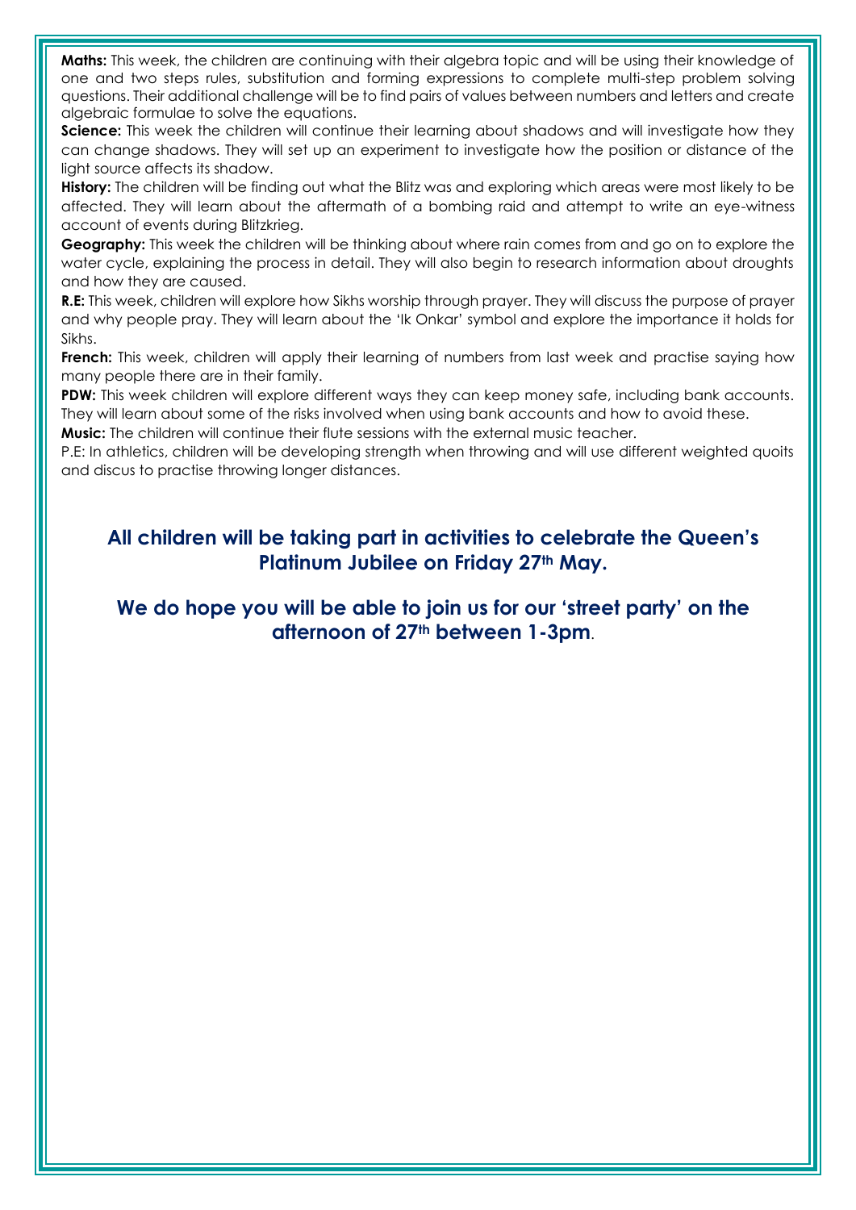**Maths:** This week, the children are continuing with their algebra topic and will be using their knowledge of one and two steps rules, substitution and forming expressions to complete multi-step problem solving questions. Their additional challenge will be to find pairs of values between numbers and letters and create algebraic formulae to solve the equations.

**Science:** This week the children will continue their learning about shadows and will investigate how they can change shadows. They will set up an experiment to investigate how the position or distance of the light source affects its shadow.

**History:** The children will be finding out what the Blitz was and exploring which areas were most likely to be affected. They will learn about the aftermath of a bombing raid and attempt to write an eye-witness account of events during Blitzkrieg.

**Geography:** This week the children will be thinking about where rain comes from and go on to explore the water cycle, explaining the process in detail. They will also begin to research information about droughts and how they are caused.

**R.E:** This week, children will explore how Sikhs worship through prayer. They will discuss the purpose of prayer and why people pray. They will learn about the 'Ik Onkar' symbol and explore the importance it holds for Sikhs.

**French:** This week, children will apply their learning of numbers from last week and practise saying how many people there are in their family.

**PDW:** This week children will explore different ways they can keep money safe, including bank accounts. They will learn about some of the risks involved when using bank accounts and how to avoid these.

**Music:** The children will continue their flute sessions with the external music teacher.

P.E: In athletics, children will be developing strength when throwing and will use different weighted quoits and discus to practise throwing longer distances.

**All children will be taking part in activities to celebrate the Queen's Platinum Jubilee on Friday 27th May.**

**We do hope you will be able to join us for our 'street party' on the afternoon of 27th between 1-3pm**.